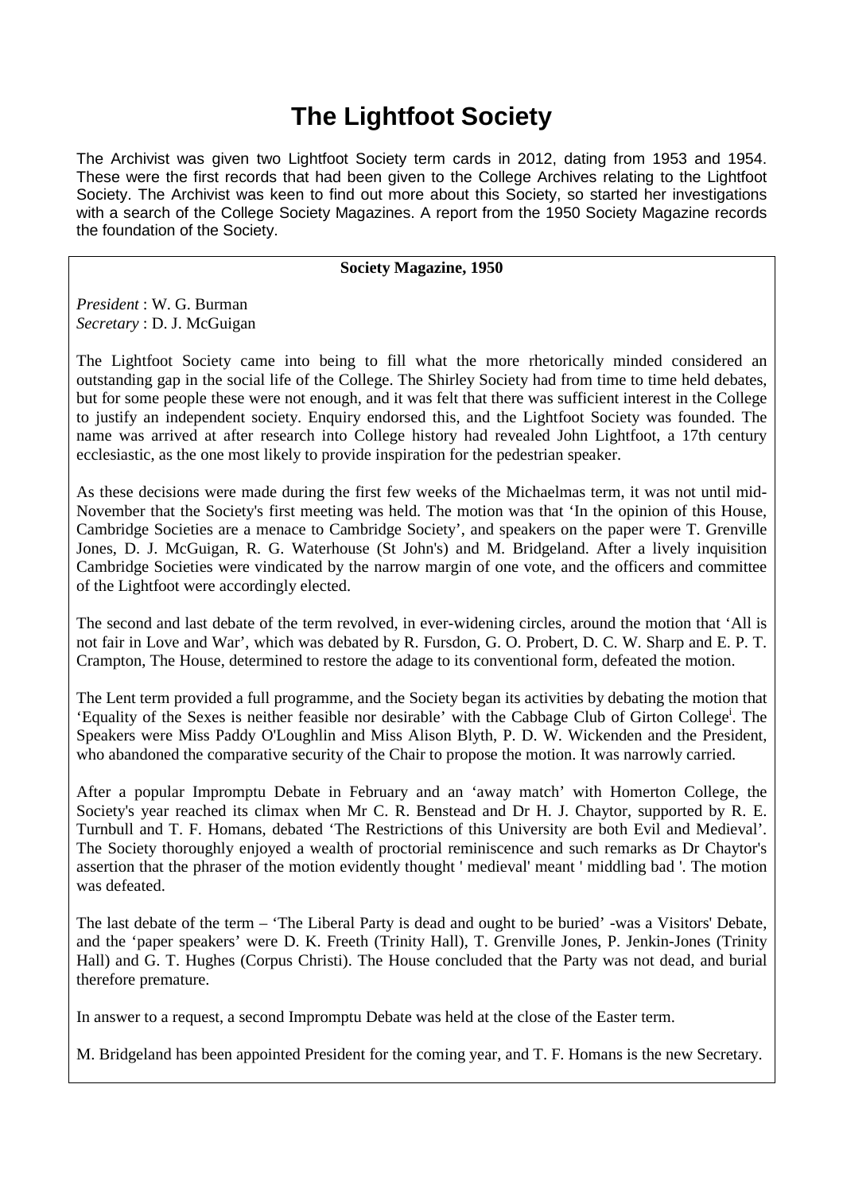# The Lightfoot Society

The Archivist was given two Lightfoot Society term cards in 2012, dating from 1953 and 1954. These were the first records that had been given to the College Archives relating to the Lightfoot Society. The Archivist was keen to find out more about this Society, so started her investigations with a search of the College Society Magazines. A report from the 1950 Society Magazine records the foundation of the Society.

**Society Magazine, 1950**

*President* : W. G. Burman
*Secretary* : D. J. McGuigan

The Lightfoot Society came into being to fill what the more rhetorically minded considered an outstanding gap in the social life of the College. The Shirley Society had from time to time held debates, but for some people these were not enough, and it was felt that there was sufficient interest in the College to justify an independent society. Enquiry endorsed this, and the Lightfoot Society was founded. The name was arrived at after research into College history had revealed John Lightfoot, a 17th century ecclesiastic, as the one most likely to provide inspiration for the pedestrian speaker.

As these decisions were made during the first few weeks of the Michaelmas term, it was not until mid-November that the Society's first meeting was held. The motion was that 'In the opinion of this House, Cambridge Societies are a menace to Cambridge Society', and speakers on the paper were T. Grenville Jones, D. J. McGuigan, R. G. Waterhouse (St John's) and M. Bridgeland. After a lively inquisition Cambridge Societies were vindicated by the narrow margin of one vote, and the officers and committee of the Lightfoot were accordingly elected.

The second and last debate of the term revolved, in ever-widening circles, around the motion that 'All is not fair in Love and War', which was debated by R. Fursdon, G. O. Probert, D. C. W. Sharp and E. P. T. Crampton, The House, determined to restore the adage to its conventional form, defeated the motion.

The Lent term provided a full programme, and the Society began its activities by debating the motion that 'Equality of the Sexes is neither feasible nor desirable' with the Cabbage Club of Girton College[i]. The Speakers were Miss Paddy O'Loughlin and Miss Alison Blyth, P. D. W. Wickenden and the President, who abandoned the comparative security of the Chair to propose the motion. It was narrowly carried.

After a popular Impromptu Debate in February and an 'away match' with Homerton College, the Society's year reached its climax when Mr C. R. Benstead and Dr H. J. Chaytor, supported by R. E. Turnbull and T. F. Homans, debated 'The Restrictions of this University are both Evil and Medieval'. The Society thoroughly enjoyed a wealth of proctorial reminiscence and such remarks as Dr Chaytor's assertion that the phraser of the motion evidently thought ' medieval' meant ' middling bad '. The motion was defeated.

The last debate of the term – 'The Liberal Party is dead and ought to be buried' -was a Visitors' Debate, and the 'paper speakers' were D. K. Freeth (Trinity Hall), T. Grenville Jones, P. Jenkin-Jones (Trinity Hall) and G. T. Hughes (Corpus Christi). The House concluded that the Party was not dead, and burial therefore premature.

In answer to a request, a second Impromptu Debate was held at the close of the Easter term.

M. Bridgeland has been appointed President for the coming year, and T. F. Homans is the new Secretary.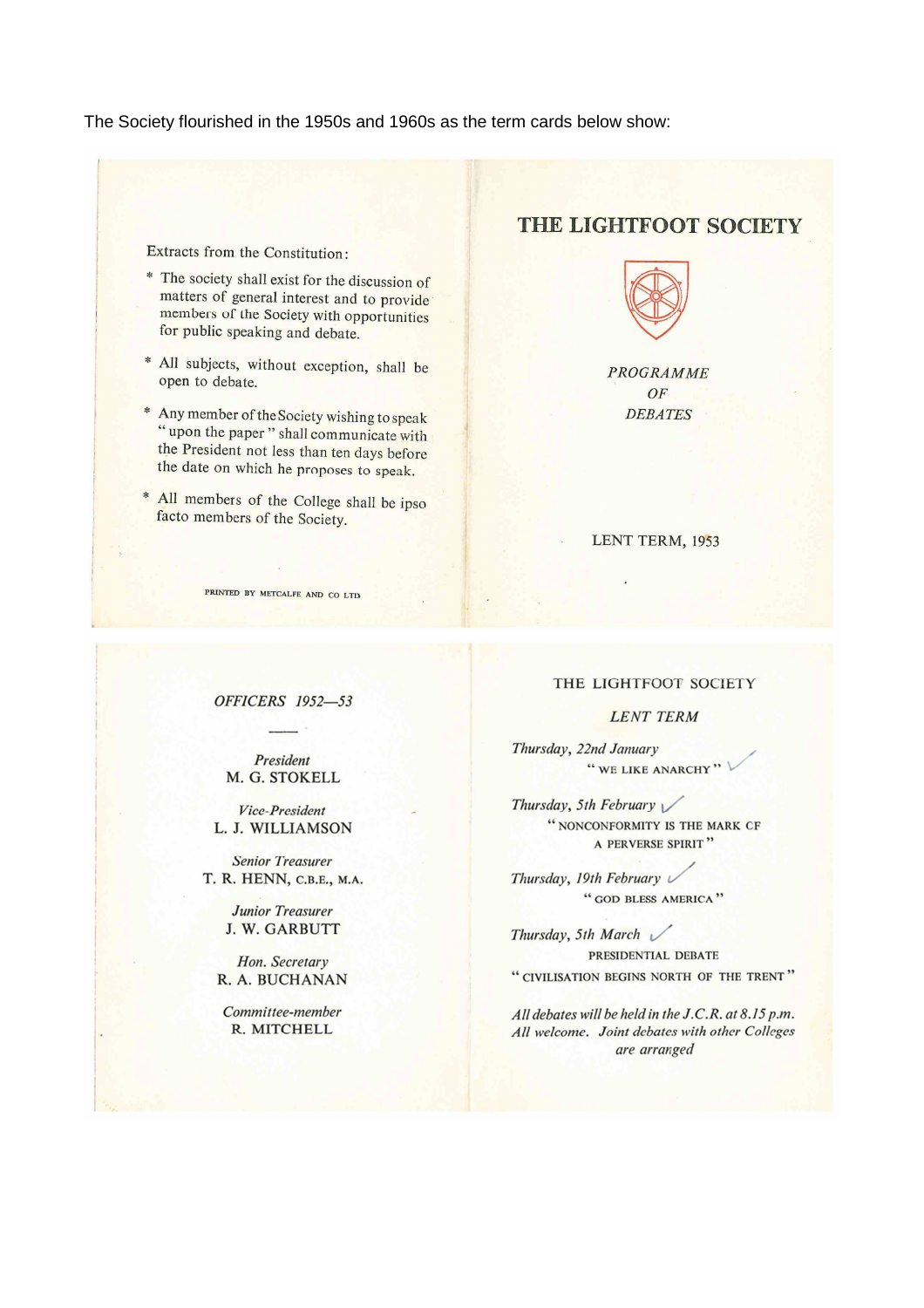The Society flourished in the 1950s and 1960s as the term cards below show:

Extracts from the Constitution:

* The society shall exist for the discussion of matters of general interest and to provide members of the Society with opportunities for public speaking and debate.
* All subjects, without exception, shall be open to debate.
* Any member of the Society wishing to speak "upon the paper" shall communicate with the President not less than ten days before the date on which he proposes to speak.
* All members of the College shall be ipso facto members of the Society.

PRINTED BY METCALFE AND CO LTD

# THE LIGHTFOOT SOCIETY

*PROGRAMME OF DEBATES*

LENT TERM, 1953

*OFFICERS 1952—53*

*President*
M. G. STOKELL

*Vice-President*
L. J. WILLIAMSON

*Senior Treasurer*
T. R. HENN, C.B.E., M.A.

*Junior Treasurer*
J. W. GARBUTT

*Hon. Secretary*
R. A. BUCHANAN

*Committee-member*
R. MITCHELL

THE LIGHTFOOT SOCIETY

*LENT TERM*

*Thursday, 22nd January*
"WE LIKE ANARCHY"

*Thursday, 5th February*
"NONCONFORMITY IS THE MARK OF A PERVERSE SPIRIT"

*Thursday, 19th February*
"GOD BLESS AMERICA"

*Thursday, 5th March*
PRESIDENTIAL DEBATE
"CIVILISATION BEGINS NORTH OF THE TRENT"

*All debates will be held in the J.C.R. at 8.15 p.m. All welcome. Joint debates with other Colleges are arranged*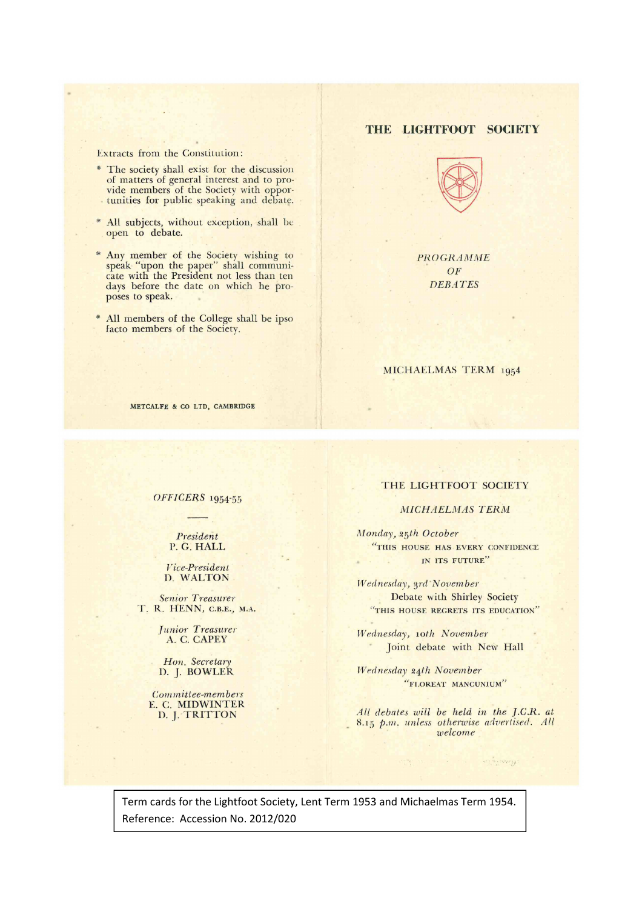Extracts from the Constitution:

* The society shall exist for the discussion of matters of general interest and to provide members of the Society with opportunities for public speaking and debate.

* All subjects, without exception, shall be open to debate.

* Any member of the Society wishing to speak "upon the paper" shall communicate with the President not less than ten days before the date on which he proposes to speak.

* All members of the College shall be ipso facto members of the Society.

METCALFE & CO LTD, CAMBRIDGE

# THE LIGHTFOOT SOCIETY

*PROGRAMME*
*OF*
*DEBATES*

MICHAELMAS TERM 1954

*OFFICERS* 1954-55

*President*
P. G. HALL

*Vice-President*
D. WALTON

*Senior Treasurer*
T. R. HENN, C.B.E., M.A.

*Junior Treasurer*
A. C. CAPEY

*Hon. Secretary*
D. J. BOWLER

*Committee-members*
E. C. MIDWINTER
D. J. TRITTON

## THE LIGHTFOOT SOCIETY

*MICHAELMAS TERM*

*Monday, 25th October*
"THIS HOUSE HAS EVERY CONFIDENCE IN ITS FUTURE"

*Wednesday, 3rd November*
Debate with Shirley Society
"THIS HOUSE REGRETS ITS EDUCATION"

*Wednesday, 10th November*
Joint debate with New Hall

*Wednesday 24th November*
"FLOREAT MANCUNIUM"

*All debates will be held in the J.C.R. at 8.15 p.m. unless otherwise advertised. All welcome*

Term cards for the Lightfoot Society, Lent Term 1953 and Michaelmas Term 1954.
Reference: Accession No. 2012/020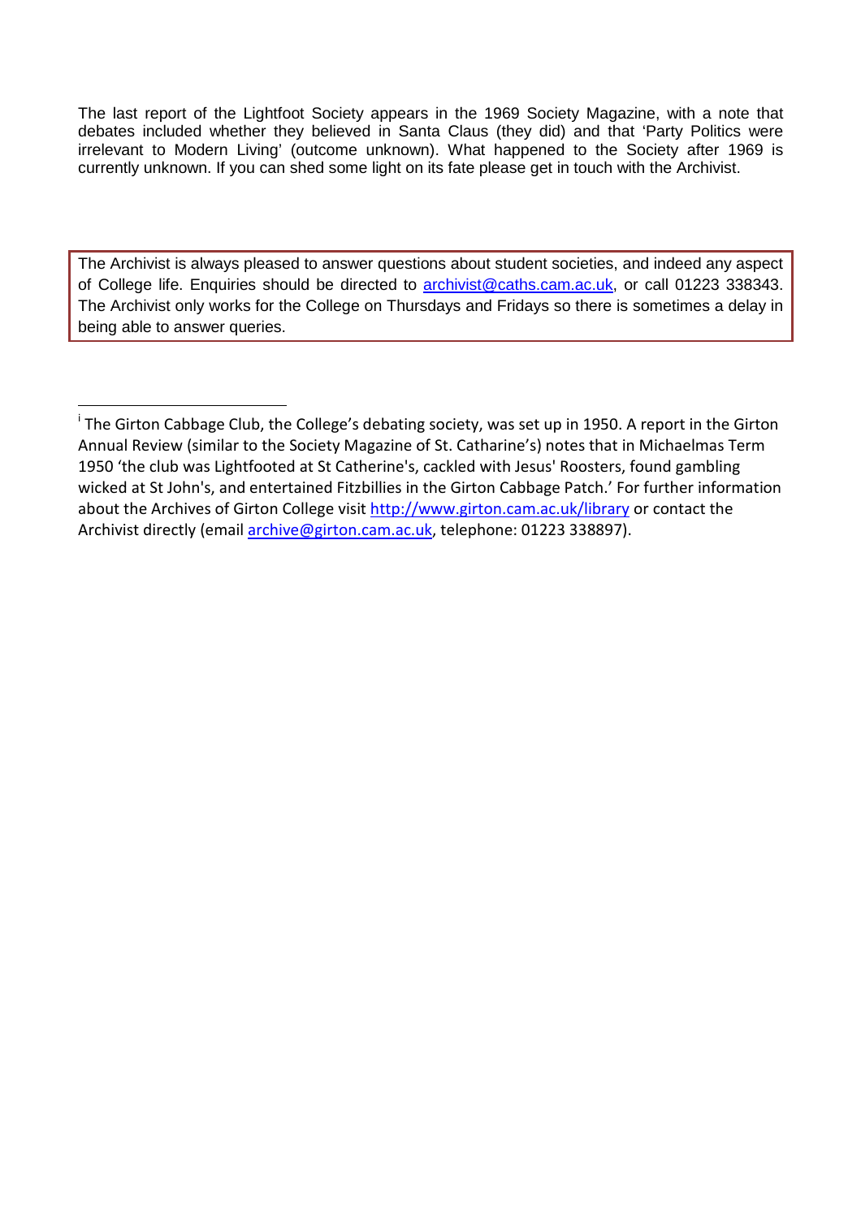The last report of the Lightfoot Society appears in the 1969 Society Magazine, with a note that debates included whether they believed in Santa Claus (they did) and that 'Party Politics were irrelevant to Modern Living' (outcome unknown). What happened to the Society after 1969 is currently unknown. If you can shed some light on its fate please get in touch with the Archivist.

> The Archivist is always pleased to answer questions about student societies, and indeed any aspect of College life. Enquiries should be directed to archivist@caths.cam.ac.uk, or call 01223 338343. The Archivist only works for the College on Thursdays and Fridays so there is sometimes a delay in being able to answer queries.

---

[i] The Girton Cabbage Club, the College's debating society, was set up in 1950. A report in the Girton Annual Review (similar to the Society Magazine of St. Catharine's) notes that in Michaelmas Term 1950 'the club was Lightfooted at St Catherine's, cackled with Jesus' Roosters, found gambling wicked at St John's, and entertained Fitzbillies in the Girton Cabbage Patch.' For further information about the Archives of Girton College visit http://www.girton.cam.ac.uk/library or contact the Archivist directly (email archive@girton.cam.ac.uk, telephone: 01223 338897).